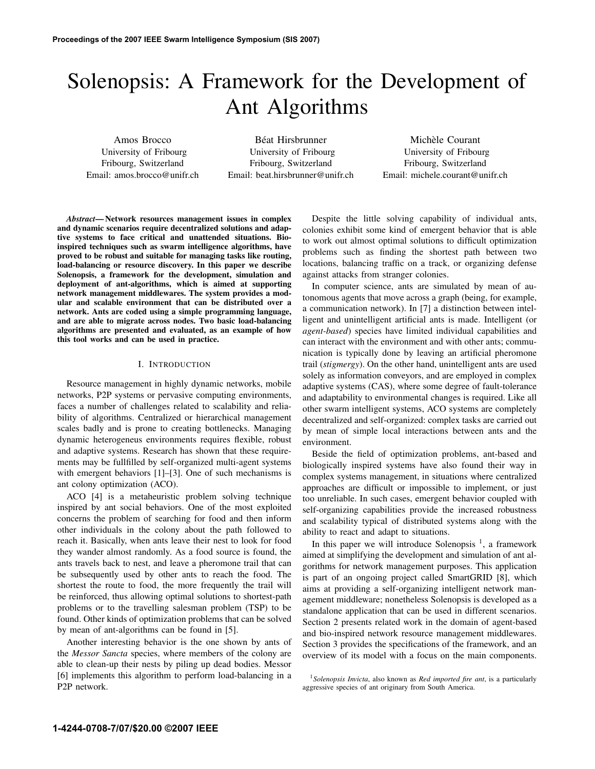# Solenopsis: A Framework for the Development of Ant Algorithms

Amos Brocco
University of Fribourg
Fribourg, Switzerland
Email: amos.brocco@unifr.ch

Béat Hirsbrunner
University of Fribourg
Fribourg, Switzerland
Email: beat.hirsbrunner@unifr.ch

Michèle Courant
University of Fribourg
Fribourg, Switzerland
Email: michele.courant@unifr.ch

***Abstract*— Network resources management issues in complex and dynamic scenarios require decentralized solutions and adaptive systems to face critical and unattended situations. Bio-inspired techniques such as swarm intelligence algorithms, have proved to be robust and suitable for managing tasks like routing, load-balancing or resource discovery. In this paper we describe Solenopsis, a framework for the development, simulation and deployment of ant-algorithms, which is aimed at supporting network management middlewares. The system provides a modular and scalable environment that can be distributed over a network. Ants are coded using a simple programming language, and are able to migrate across nodes. Two basic load-balancing algorithms are presented and evaluated, as an example of how this tool works and can be used in practice.**

## I. Introduction

Resource management in highly dynamic networks, mobile networks, P2P systems or pervasive computing environments, faces a number of challenges related to scalability and reliability of algorithms. Centralized or hierarchical management scales badly and is prone to creating bottlenecks. Managing dynamic heterogeneous environments requires flexible, robust and adaptive systems. Research has shown that these requirements may be fullfilled by self-organized multi-agent systems with emergent behaviors [1]–[3]. One of such mechanisms is ant colony optimization (ACO).

ACO [4] is a metaheuristic problem solving technique inspired by ant social behaviors. One of the most exploited concerns the problem of searching for food and then inform other individuals in the colony about the path followed to reach it. Basically, when ants leave their nest to look for food they wander almost randomly. As a food source is found, the ants travels back to nest, and leave a pheromone trail that can be subsequently used by other ants to reach the food. The shortest the route to food, the more frequently the trail will be reinforced, thus allowing optimal solutions to shortest-path problems or to the travelling salesman problem (TSP) to be found. Other kinds of optimization problems that can be solved by mean of ant-algorithms can be found in [5].

Another interesting behavior is the one shown by ants of the *Messor Sancta* species, where members of the colony are able to clean-up their nests by piling up dead bodies. Messor [6] implements this algorithm to perform load-balancing in a P2P network.

Despite the little solving capability of individual ants, colonies exhibit some kind of emergent behavior that is able to work out almost optimal solutions to difficult optimization problems such as finding the shortest path between two locations, balancing traffic on a track, or organizing defense against attacks from stranger colonies.

In computer science, ants are simulated by mean of autonomous agents that move across a graph (being, for example, a communication network). In [7] a distinction between intelligent and unintelligent artificial ants is made. Intelligent (or *agent-based*) species have limited individual capabilities and can interact with the environment and with other ants; communication is typically done by leaving an artificial pheromone trail (*stigmergy*). On the other hand, unintelligent ants are used solely as information conveyors, and are employed in complex adaptive systems (CAS), where some degree of fault-tolerance and adaptability to environmental changes is required. Like all other swarm intelligent systems, ACO systems are completely decentralized and self-organized: complex tasks are carried out by mean of simple local interactions between ants and the environment.

Beside the field of optimization problems, ant-based and biologically inspired systems have also found their way in complex systems management, in situations where centralized approaches are difficult or impossible to implement, or just too unreliable. In such cases, emergent behavior coupled with self-organizing capabilities provide the increased robustness and scalability typical of distributed systems along with the ability to react and adapt to situations.

In this paper we will introduce Solenopsis [1], a framework aimed at simplifying the development and simulation of ant algorithms for network management purposes. This application is part of an ongoing project called SmartGRID [8], which aims at providing a self-organizing intelligent network management middleware; nonetheless Solenopsis is developed as a standalone application that can be used in different scenarios. Section 2 presents related work in the domain of agent-based and bio-inspired network resource management middlewares. Section 3 provides the specifications of the framework, and an overview of its model with a focus on the main components.

[1] *Solenopsis Invicta*, also known as *Red imported fire ant*, is a particularly aggressive species of ant originary from South America.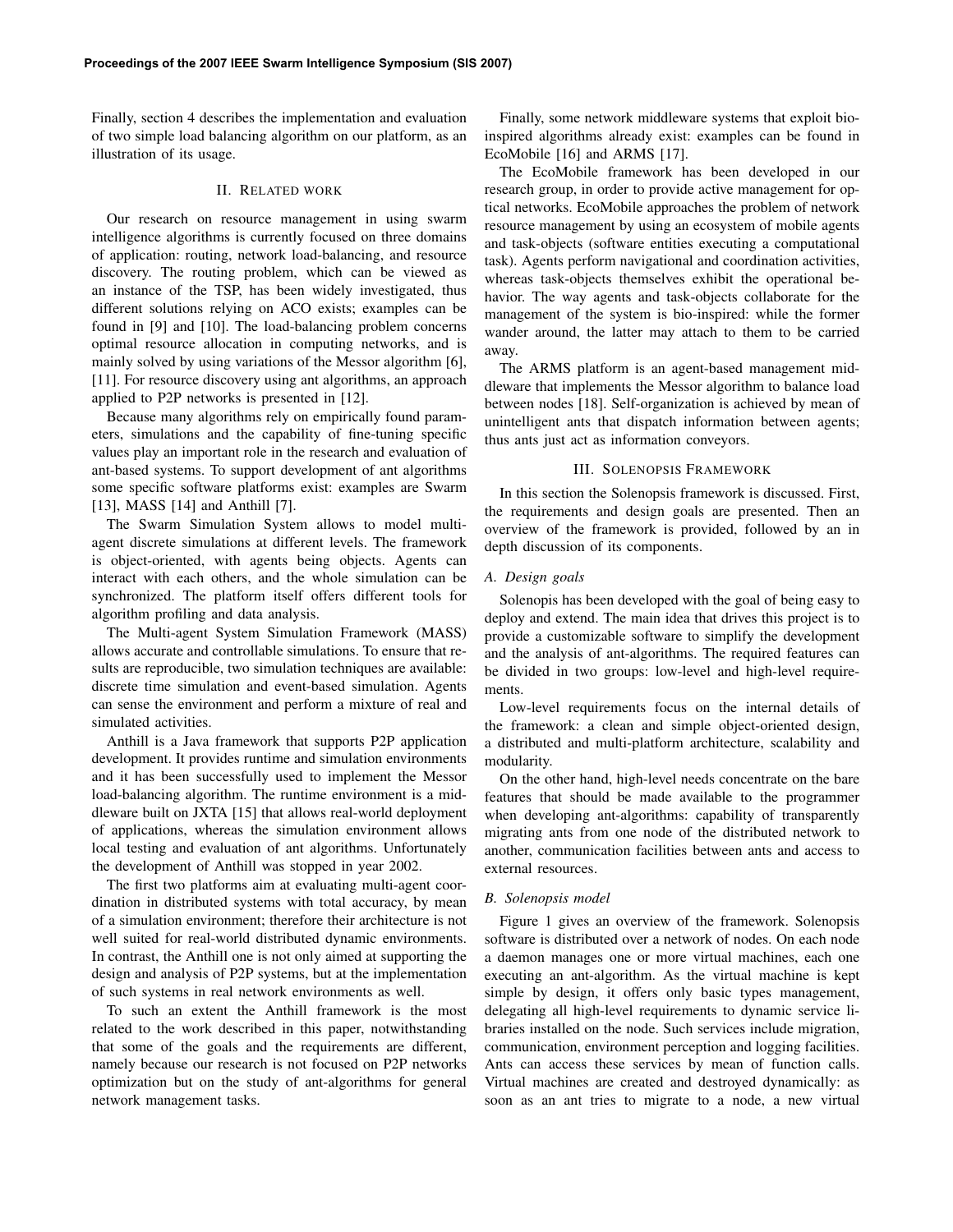Finally, section 4 describes the implementation and evaluation of two simple load balancing algorithm on our platform, as an illustration of its usage.

## II. Related work

Our research on resource management in using swarm intelligence algorithms is currently focused on three domains of application: routing, network load-balancing, and resource discovery. The routing problem, which can be viewed as an instance of the TSP, has been widely investigated, thus different solutions relying on ACO exists; examples can be found in [9] and [10]. The load-balancing problem concerns optimal resource allocation in computing networks, and is mainly solved by using variations of the Messor algorithm [6], [11]. For resource discovery using ant algorithms, an approach applied to P2P networks is presented in [12].

Because many algorithms rely on empirically found parameters, simulations and the capability of fine-tuning specific values play an important role in the research and evaluation of ant-based systems. To support development of ant algorithms some specific software platforms exist: examples are Swarm [13], MASS [14] and Anthill [7].

The Swarm Simulation System allows to model multi-agent discrete simulations at different levels. The framework is object-oriented, with agents being objects. Agents can interact with each others, and the whole simulation can be synchronized. The platform itself offers different tools for algorithm profiling and data analysis.

The Multi-agent System Simulation Framework (MASS) allows accurate and controllable simulations. To ensure that results are reproducible, two simulation techniques are available: discrete time simulation and event-based simulation. Agents can sense the environment and perform a mixture of real and simulated activities.

Anthill is a Java framework that supports P2P application development. It provides runtime and simulation environments and it has been successfully used to implement the Messor load-balancing algorithm. The runtime environment is a middleware built on JXTA [15] that allows real-world deployment of applications, whereas the simulation environment allows local testing and evaluation of ant algorithms. Unfortunately the development of Anthill was stopped in year 2002.

The first two platforms aim at evaluating multi-agent coordination in distributed systems with total accuracy, by mean of a simulation environment; therefore their architecture is not well suited for real-world distributed dynamic environments. In contrast, the Anthill one is not only aimed at supporting the design and analysis of P2P systems, but at the implementation of such systems in real network environments as well.

To such an extent the Anthill framework is the most related to the work described in this paper, notwithstanding that some of the goals and the requirements are different, namely because our research is not focused on P2P networks optimization but on the study of ant-algorithms for general network management tasks.

Finally, some network middleware systems that exploit bio-inspired algorithms already exist: examples can be found in EcoMobile [16] and ARMS [17].

The EcoMobile framework has been developed in our research group, in order to provide active management for optical networks. EcoMobile approaches the problem of network resource management by using an ecosystem of mobile agents and task-objects (software entities executing a computational task). Agents perform navigational and coordination activities, whereas task-objects themselves exhibit the operational behavior. The way agents and task-objects collaborate for the management of the system is bio-inspired: while the former wander around, the latter may attach to them to be carried away.

The ARMS platform is an agent-based management middleware that implements the Messor algorithm to balance load between nodes [18]. Self-organization is achieved by mean of unintelligent ants that dispatch information between agents; thus ants just act as information conveyors.

## III. Solenopsis Framework

In this section the Solenopsis framework is discussed. First, the requirements and design goals are presented. Then an overview of the framework is provided, followed by an in depth discussion of its components.

### A. Design goals

Solenopis has been developed with the goal of being easy to deploy and extend. The main idea that drives this project is to provide a customizable software to simplify the development and the analysis of ant-algorithms. The required features can be divided in two groups: low-level and high-level requirements.

Low-level requirements focus on the internal details of the framework: a clean and simple object-oriented design, a distributed and multi-platform architecture, scalability and modularity.

On the other hand, high-level needs concentrate on the bare features that should be made available to the programmer when developing ant-algorithms: capability of transparently migrating ants from one node of the distributed network to another, communication facilities between ants and access to external resources.

### B. Solenopsis model

Figure 1 gives an overview of the framework. Solenopsis software is distributed over a network of nodes. On each node a daemon manages one or more virtual machines, each one executing an ant-algorithm. As the virtual machine is kept simple by design, it offers only basic types management, delegating all high-level requirements to dynamic service libraries installed on the node. Such services include migration, communication, environment perception and logging facilities. Ants can access these services by mean of function calls. Virtual machines are created and destroyed dynamically: as soon as an ant tries to migrate to a node, a new virtual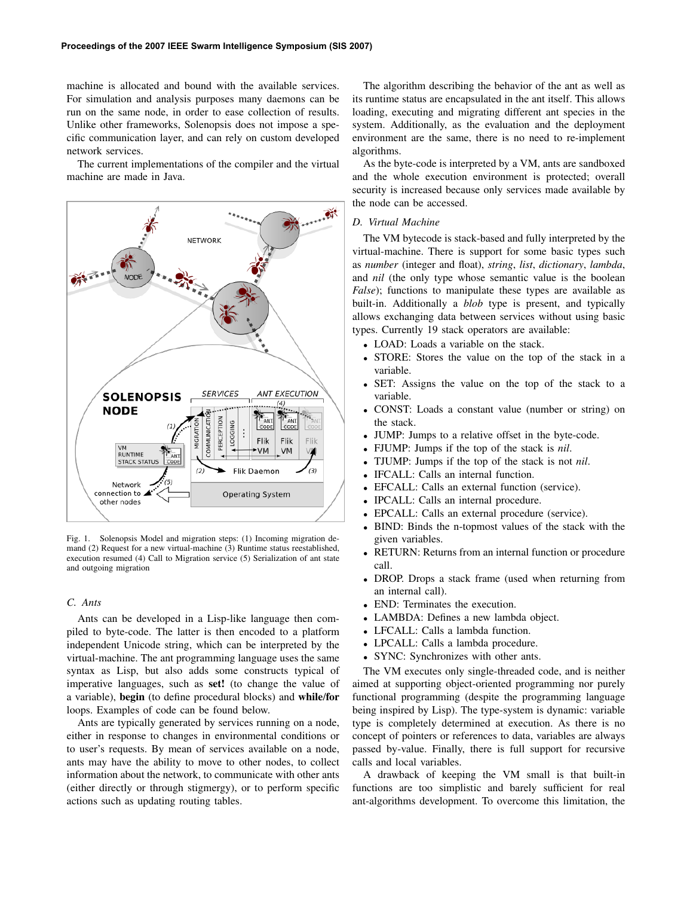machine is allocated and bound with the available services. For simulation and analysis purposes many daemons can be run on the same node, in order to ease collection of results. Unlike other frameworks, Solenopsis does not impose a specific communication layer, and can rely on custom developed network services.

The current implementations of the compiler and the virtual machine are made in Java.

Fig. 1. Solenopsis Model and migration steps: (1) Incoming migration demand (2) Request for a new virtual-machine (3) Runtime status reestablished, execution resumed (4) Call to Migration service (5) Serialization of ant state and outgoing migration

### C. Ants

Ants can be developed in a Lisp-like language then compiled to byte-code. The latter is then encoded to a platform independent Unicode string, which can be interpreted by the virtual-machine. The ant programming language uses the same syntax as Lisp, but also adds some constructs typical of imperative languages, such as **set!** (to change the value of a variable), **begin** (to define procedural blocks) and **while/for** loops. Examples of code can be found below.

Ants are typically generated by services running on a node, either in response to changes in environmental conditions or to user's requests. By mean of services available on a node, ants may have the ability to move to other nodes, to collect information about the network, to communicate with other ants (either directly or through stigmergy), or to perform specific actions such as updating routing tables.

The algorithm describing the behavior of the ant as well as its runtime status are encapsulated in the ant itself. This allows loading, executing and migrating different ant species in the system. Additionally, as the evaluation and the deployment environment are the same, there is no need to re-implement algorithms.

As the byte-code is interpreted by a VM, ants are sandboxed and the whole execution environment is protected; overall security is increased because only services made available by the node can be accessed.

### D. Virtual Machine

The VM bytecode is stack-based and fully interpreted by the virtual-machine. There is support for some basic types such as *number* (integer and float), *string*, *list*, *dictionary*, *lambda*, and *nil* (the only type whose semantic value is the boolean *False*); functions to manipulate these types are available as built-in. Additionally a *blob* type is present, and typically allows exchanging data between services without using basic types. Currently 19 stack operators are available:

- LOAD: Loads a variable on the stack.
- STORE: Stores the value on the top of the stack in a variable.
- SET: Assigns the value on the top of the stack to a variable.
- CONST: Loads a constant value (number or string) on the stack.
- JUMP: Jumps to a relative offset in the byte-code.
- FJUMP: Jumps if the top of the stack is *nil*.
- TJUMP: Jumps if the top of the stack is not *nil*.
- IFCALL: Calls an internal function.
- EFCALL: Calls an external function (service).
- IPCALL: Calls an internal procedure.
- EPCALL: Calls an external procedure (service).
- BIND: Binds the n-topmost values of the stack with the given variables.
- RETURN: Returns from an internal function or procedure call.
- DROP. Drops a stack frame (used when returning from an internal call).
- END: Terminates the execution.
- LAMBDA: Defines a new lambda object.
- LFCALL: Calls a lambda function.
- LPCALL: Calls a lambda procedure.
- SYNC: Synchronizes with other ants.

The VM executes only single-threaded code, and is neither aimed at supporting object-oriented programming nor purely functional programming (despite the programming language being inspired by Lisp). The type-system is dynamic: variable type is completely determined at execution. As there is no concept of pointers or references to data, variables are always passed by-value. Finally, there is full support for recursive calls and local variables.

A drawback of keeping the VM small is that built-in functions are too simplistic and barely sufficient for real ant-algorithms development. To overcome this limitation, the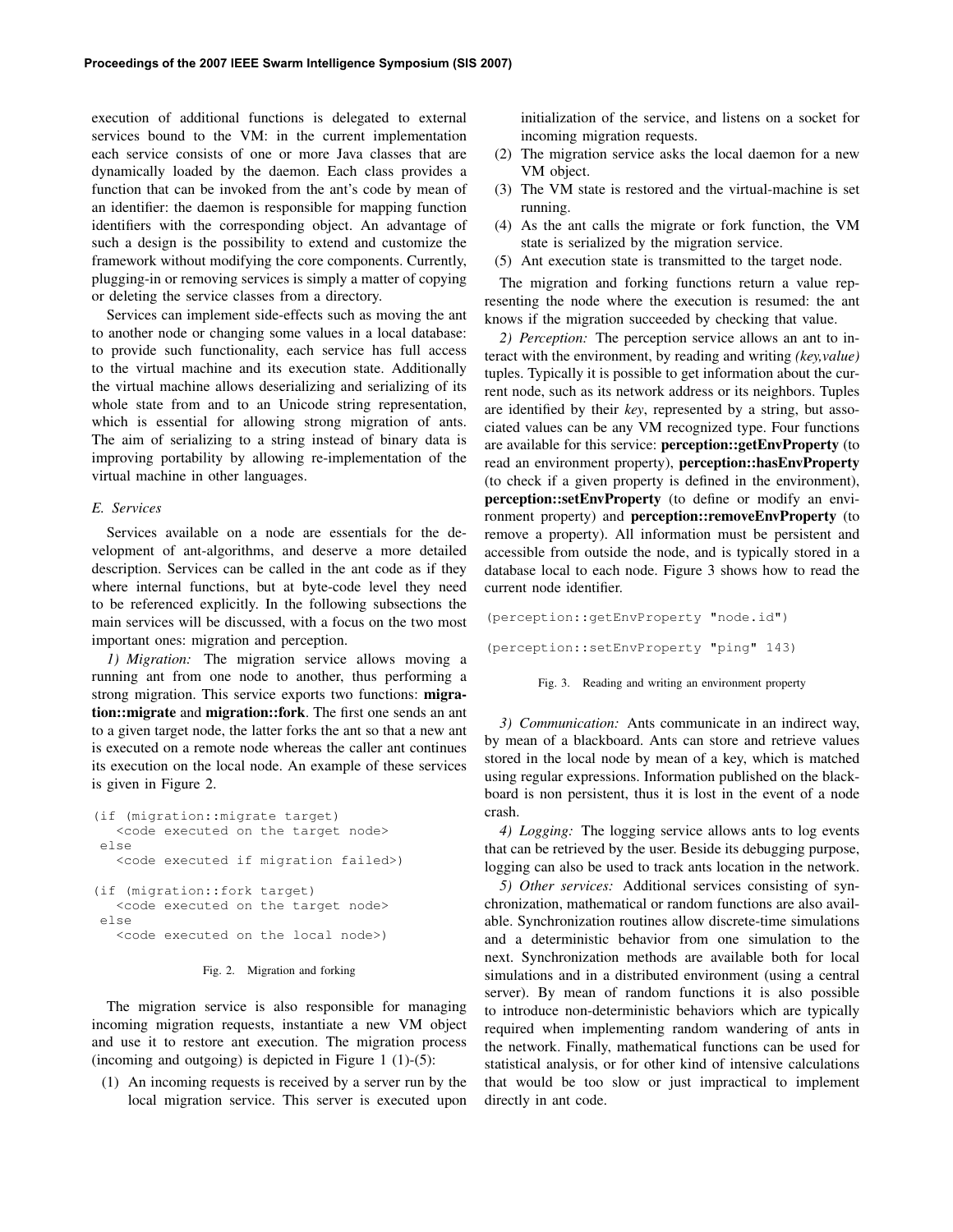execution of additional functions is delegated to external services bound to the VM: in the current implementation each service consists of one or more Java classes that are dynamically loaded by the daemon. Each class provides a function that can be invoked from the ant's code by mean of an identifier: the daemon is responsible for mapping function identifiers with the corresponding object. An advantage of such a design is the possibility to extend and customize the framework without modifying the core components. Currently, plugging-in or removing services is simply a matter of copying or deleting the service classes from a directory.

Services can implement side-effects such as moving the ant to another node or changing some values in a local database: to provide such functionality, each service has full access to the virtual machine and its execution state. Additionally the virtual machine allows deserializing and serializing of its whole state from and to an Unicode string representation, which is essential for allowing strong migration of ants. The aim of serializing to a string instead of binary data is improving portability by allowing re-implementation of the virtual machine in other languages.

### E. Services

Services available on a node are essentials for the development of ant-algorithms, and deserve a more detailed description. Services can be called in the ant code as if they where internal functions, but at byte-code level they need to be referenced explicitly. In the following subsections the main services will be discussed, with a focus on the two most important ones: migration and perception.

*1) Migration:* The migration service allows moving a running ant from one node to another, thus performing a strong migration. This service exports two functions: **migration::migrate** and **migration::fork**. The first one sends an ant to a given target node, the latter forks the ant so that a new ant is executed on a remote node whereas the caller ant continues its execution on the local node. An example of these services is given in Figure 2.

```
(if (migration::migrate target)
   <code executed on the target node>
 else
   <code executed if migration failed>)

(if (migration::fork target)
   <code executed on the target node>
 else
   <code executed on the local node>)
```

Fig. 2. Migration and forking

The migration service is also responsible for managing incoming migration requests, instantiate a new VM object and use it to restore ant execution. The migration process (incoming and outgoing) is depicted in Figure 1 (1)-(5):

(1) An incoming requests is received by a server run by the local migration service. This server is executed upon initialization of the service, and listens on a socket for incoming migration requests.
(2) The migration service asks the local daemon for a new VM object.
(3) The VM state is restored and the virtual-machine is set running.
(4) As the ant calls the migrate or fork function, the VM state is serialized by the migration service.
(5) Ant execution state is transmitted to the target node.

The migration and forking functions return a value representing the node where the execution is resumed: the ant knows if the migration succeeded by checking that value.

*2) Perception:* The perception service allows an ant to interact with the environment, by reading and writing *(key,value)* tuples. Typically it is possible to get information about the current node, such as its network address or its neighbors. Tuples are identified by their *key*, represented by a string, but associated values can be any VM recognized type. Four functions are available for this service: **perception::getEnvProperty** (to read an environment property), **perception::hasEnvProperty** (to check if a given property is defined in the environment), **perception::setEnvProperty** (to define or modify an environment property) and **perception::removeEnvProperty** (to remove a property). All information must be persistent and accessible from outside the node, and is typically stored in a database local to each node. Figure 3 shows how to read the current node identifier.

```
(perception::getEnvProperty "node.id")

(perception::setEnvProperty "ping" 143)
```

Fig. 3. Reading and writing an environment property

*3) Communication:* Ants communicate in an indirect way, by mean of a blackboard. Ants can store and retrieve values stored in the local node by mean of a key, which is matched using regular expressions. Information published on the blackboard is non persistent, thus it is lost in the event of a node crash.

*4) Logging:* The logging service allows ants to log events that can be retrieved by the user. Beside its debugging purpose, logging can also be used to track ants location in the network.

*5) Other services:* Additional services consisting of synchronization, mathematical or random functions are also available. Synchronization routines allow discrete-time simulations and a deterministic behavior from one simulation to the next. Synchronization methods are available both for local simulations and in a distributed environment (using a central server). By mean of random functions it is also possible to introduce non-deterministic behaviors which are typically required when implementing random wandering of ants in the network. Finally, mathematical functions can be used for statistical analysis, or for other kind of intensive calculations that would be too slow or just impractical to implement directly in ant code.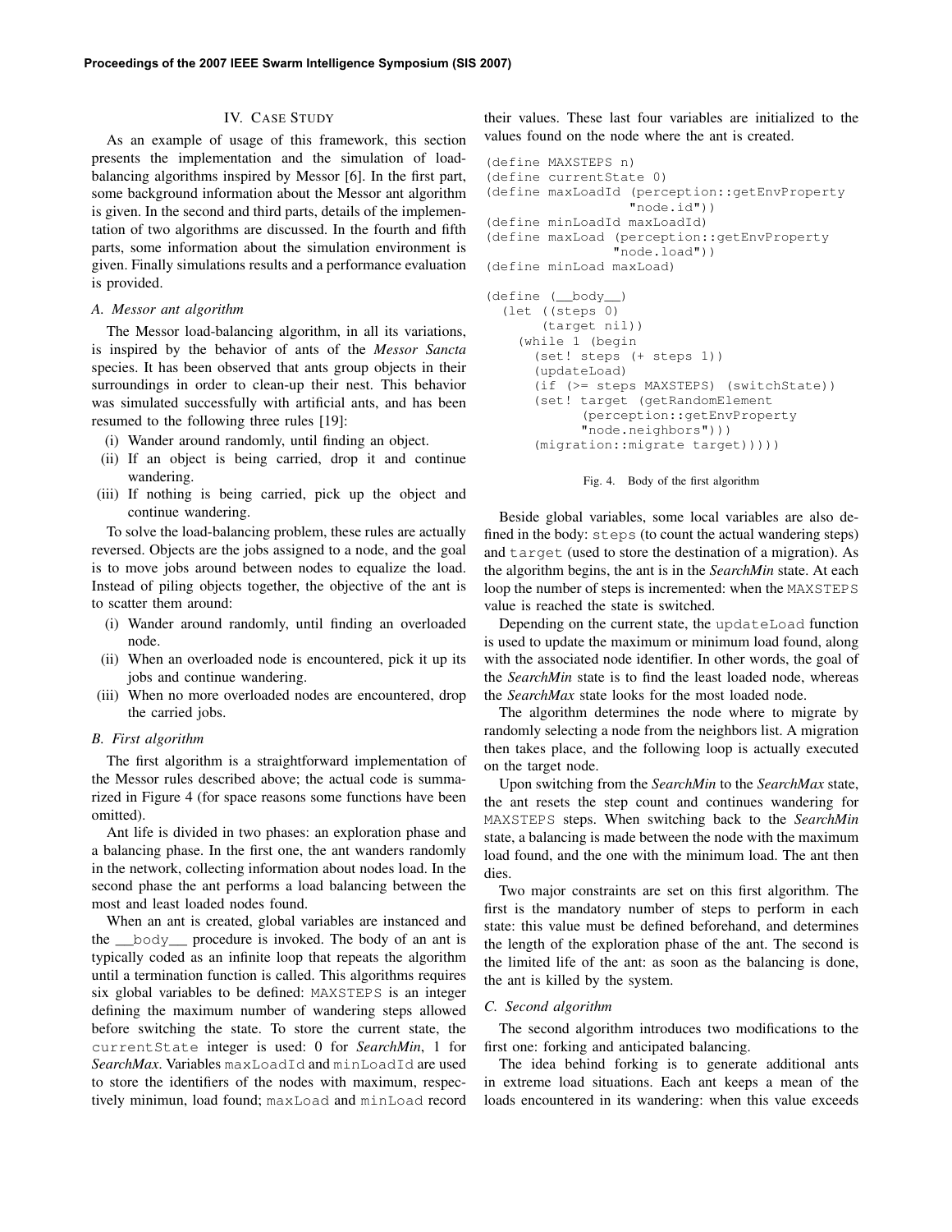## IV. CASE STUDY

As an example of usage of this framework, this section presents the implementation and the simulation of load-balancing algorithms inspired by Messor [6]. In the first part, some background information about the Messor ant algorithm is given. In the second and third parts, details of the implementation of two algorithms are discussed. In the fourth and fifth parts, some information about the simulation environment is given. Finally simulations results and a performance evaluation is provided.

### A. Messor ant algorithm

The Messor load-balancing algorithm, in all its variations, is inspired by the behavior of ants of the *Messor Sancta* species. It has been observed that ants group objects in their surroundings in order to clean-up their nest. This behavior was simulated successfully with artificial ants, and has been resumed to the following three rules [19]:

(i) Wander around randomly, until finding an object.
(ii) If an object is being carried, drop it and continue wandering.
(iii) If nothing is being carried, pick up the object and continue wandering.

To solve the load-balancing problem, these rules are actually reversed. Objects are the jobs assigned to a node, and the goal is to move jobs around between nodes to equalize the load. Instead of piling objects together, the objective of the ant is to scatter them around:

(i) Wander around randomly, until finding an overloaded node.
(ii) When an overloaded node is encountered, pick it up its jobs and continue wandering.
(iii) When no more overloaded nodes are encountered, drop the carried jobs.

### B. First algorithm

The first algorithm is a straightforward implementation of the Messor rules described above; the actual code is summarized in Figure 4 (for space reasons some functions have been omitted).

Ant life is divided in two phases: an exploration phase and a balancing phase. In the first one, the ant wanders randomly in the network, collecting information about nodes load. In the second phase the ant performs a load balancing between the most and least loaded nodes found.

When an ant is created, global variables are instanced and the `__body__` procedure is invoked. The body of an ant is typically coded as an infinite loop that repeats the algorithm until a termination function is called. This algorithms requires six global variables to be defined: `MAXSTEPS` is an integer defining the maximum number of wandering steps allowed before switching the state. To store the current state, the `currentState` integer is used: 0 for *SearchMin*, 1 for *SearchMax*. Variables `maxLoadId` and `minLoadId` are used to store the identifiers of the nodes with maximum, respectively minimun, load found; `maxLoad` and `minLoad` record their values. These last four variables are initialized to the values found on the node where the ant is created.

```
(define MAXSTEPS n)
(define currentState 0)
(define maxLoadId (perception::getEnvProperty
                  "node.id"))
(define minLoadId maxLoadId)
(define maxLoad (perception::getEnvProperty
                "node.load"))
(define minLoad maxLoad)

(define (__body__)
  (let ((steps 0)
        (target nil))
    (while 1 (begin
      (set! steps (+ steps 1))
      (updateLoad)
      (if (>= steps MAXSTEPS) (switchState))
      (set! target (getRandomElement
            (perception::getEnvProperty
            "node.neighbors")))
      (migration::migrate target)))))
```

Fig. 4. Body of the first algorithm

Beside global variables, some local variables are also defined in the body: `steps` (to count the actual wandering steps) and `target` (used to store the destination of a migration). As the algorithm begins, the ant is in the *SearchMin* state. At each loop the number of steps is incremented: when the `MAXSTEPS` value is reached the state is switched.

Depending on the current state, the `updateLoad` function is used to update the maximum or minimum load found, along with the associated node identifier. In other words, the goal of the *SearchMin* state is to find the least loaded node, whereas the *SearchMax* state looks for the most loaded node.

The algorithm determines the node where to migrate by randomly selecting a node from the neighbors list. A migration then takes place, and the following loop is actually executed on the target node.

Upon switching from the *SearchMin* to the *SearchMax* state, the ant resets the step count and continues wandering for `MAXSTEPS` steps. When switching back to the *SearchMin* state, a balancing is made between the node with the maximum load found, and the one with the minimum load. The ant then dies.

Two major constraints are set on this first algorithm. The first is the mandatory number of steps to perform in each state: this value must be defined beforehand, and determines the length of the exploration phase of the ant. The second is the limited life of the ant: as soon as the balancing is done, the ant is killed by the system.

### C. Second algorithm

The second algorithm introduces two modifications to the first one: forking and anticipated balancing.

The idea behind forking is to generate additional ants in extreme load situations. Each ant keeps a mean of the loads encountered in its wandering: when this value exceeds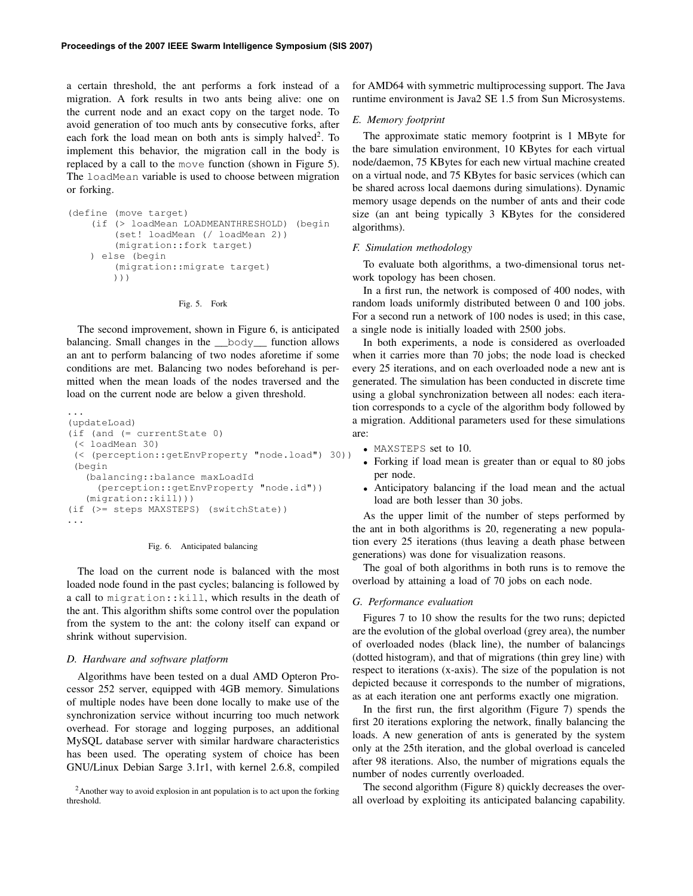a certain threshold, the ant performs a fork instead of a migration. A fork results in two ants being alive: one on the current node and an exact copy on the target node. To avoid generation of too much ants by consecutive forks, after each fork the load mean on both ants is simply halved[2]. To implement this behavior, the migration call in the body is replaced by a call to the `move` function (shown in Figure 5). The `loadMean` variable is used to choose between migration or forking.

```
(define (move target)
    (if (> loadMean LOADMEANTHRESHOLD) (begin
        (set! loadMean (/ loadMean 2))
        (migration::fork target)
    ) else (begin
        (migration::migrate target)
        )))
```

Fig. 5. Fork

The second improvement, shown in Figure 6, is anticipated balancing. Small changes in the `__body__` function allows an ant to perform balancing of two nodes aforetime if some conditions are met. Balancing two nodes beforehand is permitted when the mean loads of the nodes traversed and the load on the current node are below a given threshold.

```
...
(updateLoad)
(if (and (= currentState 0)
 (< loadMean 30)
 (< (perception::getEnvProperty "node.load") 30))
 (begin
   (balancing::balance maxLoadId
     (perception::getEnvProperty "node.id"))
   (migration::kill)))
(if (>= steps MAXSTEPS) (switchState))
...
```

Fig. 6. Anticipated balancing

The load on the current node is balanced with the most loaded node found in the past cycles; balancing is followed by a call to `migration::kill`, which results in the death of the ant. This algorithm shifts some control over the population from the system to the ant: the colony itself can expand or shrink without supervision.

### D. Hardware and software platform

Algorithms have been tested on a dual AMD Opteron Processor 252 server, equipped with 4GB memory. Simulations of multiple nodes have been done locally to make use of the synchronization service without incurring too much network overhead. For storage and logging purposes, an additional MySQL database server with similar hardware characteristics has been used. The operating system of choice has been GNU/Linux Debian Sarge 3.1r1, with kernel 2.6.8, compiled for AMD64 with symmetric multiprocessing support. The Java runtime environment is Java2 SE 1.5 from Sun Microsystems.

[2]Another way to avoid explosion in ant population is to act upon the forking threshold.

### E. Memory footprint

The approximate static memory footprint is 1 MByte for the bare simulation environment, 10 KBytes for each virtual node/daemon, 75 KBytes for each new virtual machine created on a virtual node, and 75 KBytes for basic services (which can be shared across local daemons during simulations). Dynamic memory usage depends on the number of ants and their code size (an ant being typically 3 KBytes for the considered algorithms).

### F. Simulation methodology

To evaluate both algorithms, a two-dimensional torus network topology has been chosen.

In a first run, the network is composed of 400 nodes, with random loads uniformly distributed between 0 and 100 jobs. For a second run a network of 100 nodes is used; in this case, a single node is initially loaded with 2500 jobs.

In both experiments, a node is considered as overloaded when it carries more than 70 jobs; the node load is checked every 25 iterations, and on each overloaded node a new ant is generated. The simulation has been conducted in discrete time using a global synchronization between all nodes: each iteration corresponds to a cycle of the algorithm body followed by a migration. Additional parameters used for these simulations are:

- `MAXSTEPS` set to 10.
- Forking if load mean is greater than or equal to 80 jobs per node.
- Anticipatory balancing if the load mean and the actual load are both lesser than 30 jobs.

As the upper limit of the number of steps performed by the ant in both algorithms is 20, regenerating a new population every 25 iterations (thus leaving a death phase between generations) was done for visualization reasons.

The goal of both algorithms in both runs is to remove the overload by attaining a load of 70 jobs on each node.

### G. Performance evaluation

Figures 7 to 10 show the results for the two runs; depicted are the evolution of the global overload (grey area), the number of overloaded nodes (black line), the number of balancings (dotted histogram), and that of migrations (thin grey line) with respect to iterations (x-axis). The size of the population is not depicted because it corresponds to the number of migrations, as at each iteration one ant performs exactly one migration.

In the first run, the first algorithm (Figure 7) spends the first 20 iterations exploring the network, finally balancing the loads. A new generation of ants is generated by the system only at the 25th iteration, and the global overload is canceled after 98 iterations. Also, the number of migrations equals the number of nodes currently overloaded.

The second algorithm (Figure 8) quickly decreases the overall overload by exploiting its anticipated balancing capability.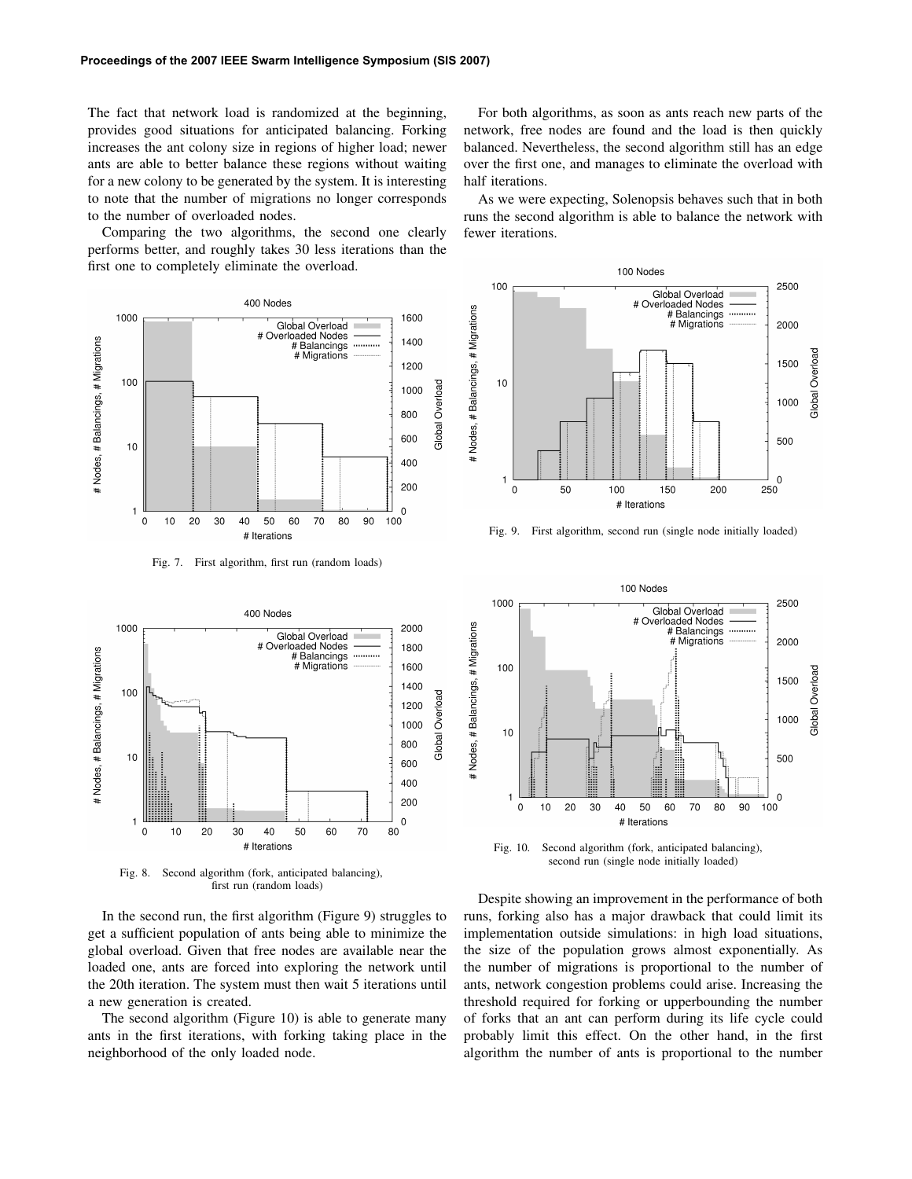The fact that network load is randomized at the beginning, provides good situations for anticipated balancing. Forking increases the ant colony size in regions of higher load; newer ants are able to better balance these regions without waiting for a new colony to be generated by the system. It is interesting to note that the number of migrations no longer corresponds to the number of overloaded nodes.

Comparing the two algorithms, the second one clearly performs better, and roughly takes 30 less iterations than the first one to completely eliminate the overload.

Fig. 7. First algorithm, first run (random loads)

Fig. 8. Second algorithm (fork, anticipated balancing), first run (random loads)

In the second run, the first algorithm (Figure 9) struggles to get a sufficient population of ants being able to minimize the global overload. Given that free nodes are available near the loaded one, ants are forced into exploring the network until the 20th iteration. The system must then wait 5 iterations until a new generation is created.

The second algorithm (Figure 10) is able to generate many ants in the first iterations, with forking taking place in the neighborhood of the only loaded node.

For both algorithms, as soon as ants reach new parts of the network, free nodes are found and the load is then quickly balanced. Nevertheless, the second algorithm still has an edge over the first one, and manages to eliminate the overload with half iterations.

As we were expecting, Solenopsis behaves such that in both runs the second algorithm is able to balance the network with fewer iterations.

Fig. 9. First algorithm, second run (single node initially loaded)

Fig. 10. Second algorithm (fork, anticipated balancing), second run (single node initially loaded)

Despite showing an improvement in the performance of both runs, forking also has a major drawback that could limit its implementation outside simulations: in high load situations, the size of the population grows almost exponentially. As the number of migrations is proportional to the number of ants, network congestion problems could arise. Increasing the threshold required for forking or upperbounding the number of forks that an ant can perform during its life cycle could probably limit this effect. On the other hand, in the first algorithm the number of ants is proportional to the number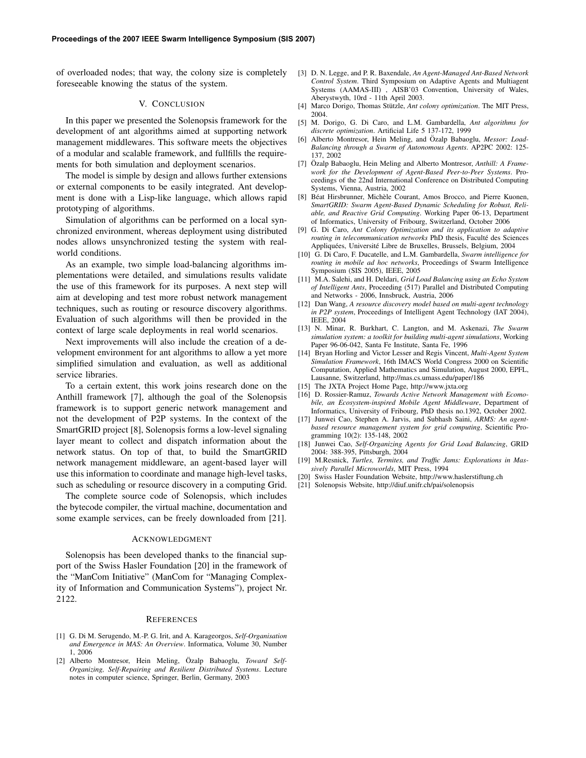of overloaded nodes; that way, the colony size is completely foreseeable knowing the status of the system.

## V. Conclusion

In this paper we presented the Solenopsis framework for the development of ant algorithms aimed at supporting network management middlewares. This software meets the objectives of a modular and scalable framework, and fullfills the requirements for both simulation and deployment scenarios.

The model is simple by design and allows further extensions or external components to be easily integrated. Ant development is done with a Lisp-like language, which allows rapid prototyping of algorithms.

Simulation of algorithms can be performed on a local synchronized environment, whereas deployment using distributed nodes allows unsynchronized testing the system with real-world conditions.

As an example, two simple load-balancing algorithms implementations were detailed, and simulations results validate the use of this framework for its purposes. A next step will aim at developing and test more robust network management techniques, such as routing or resource discovery algorithms. Evaluation of such algorithms will then be provided in the context of large scale deployments in real world scenarios.

Next improvements will also include the creation of a development environment for ant algorithms to allow a yet more simplified simulation and evaluation, as well as additional service libraries.

To a certain extent, this work joins research done on the Anthill framework [7], although the goal of the Solenopsis framework is to support generic network management and not the development of P2P systems. In the context of the SmartGRID project [8], Solenopsis forms a low-level signaling layer meant to collect and dispatch information about the network status. On top of that, to build the SmartGRID network management middleware, an agent-based layer will use this information to coordinate and manage high-level tasks, such as scheduling or resource discovery in a computing Grid.

The complete source code of Solenopsis, which includes the bytecode compiler, the virtual machine, documentation and some example services, can be freely downloaded from [21].

## Acknowledgment

Solenopsis has been developed thanks to the financial support of the Swiss Hasler Foundation [20] in the framework of the "ManCom Initiative" (ManCom for "Managing Complexity of Information and Communication Systems"), project Nr. 2122.

## References

[1] G. Di M. Serugendo, M.-P. G. Irit, and A. Karageorgos, *Self-Organisation and Emergence in MAS: An Overview*. Informatica, Volume 30, Number 1, 2006

[2] Alberto Montresor, Hein Meling, Özalp Babaoglu, *Toward Self-Organizing, Self-Repairing and Resilient Distributed Systems*. Lecture notes in computer science, Springer, Berlin, Germany, 2003

[3] D. N. Legge, and P. R. Baxendale, *An Agent-Managed Ant-Based Network Control System*. Third Symposium on Adaptive Agents and Multiagent Systems (AAMAS-III) , AISB'03 Convention, University of Wales, Aberystwyth, 10rd - 11th April 2003.

[4] Marco Dorigo, Thomas Stützle, *Ant colony optimization*. The MIT Press, 2004.

[5] M. Dorigo, G. Di Caro, and L.M. Gambardella, *Ant algorithms for discrete optimization*. Artificial Life 5 137-172, 1999

[6] Alberto Montresor, Hein Meling, and Özalp Babaoglu, *Messor: Load-Balancing through a Swarm of Autonomous Agents*. AP2PC 2002: 125-137, 2002

[7] Özalp Babaoglu, Hein Meling and Alberto Montresor, *Anthill: A Framework for the Development of Agent-Based Peer-to-Peer Systems*. Proceedings of the 22nd International Conference on Distributed Computing Systems, Vienna, Austria, 2002

[8] Béat Hirsbrunner, Michèle Courant, Amos Brocco, and Pierre Kuonen, *SmartGRID: Swarm Agent-Based Dynamic Scheduling for Robust, Reliable, and Reactive Grid Computing*. Working Paper 06-13, Department of Informatics, University of Fribourg, Switzerland, October 2006

[9] G. Di Caro, *Ant Colony Optimization and its application to adaptive routing in telecommunication networks* PhD thesis, Faculté des Sciences Appliquées, Université Libre de Bruxelles, Brussels, Belgium, 2004

[10] G. Di Caro, F. Ducatelle, and L.M. Gambardella, *Swarm intelligence for routing in mobile ad hoc networks*, Proceedings of Swarm Intelligence Symposium (SIS 2005), IEEE, 2005

[11] M.A. Salehi, and H. Deldari, *Grid Load Balancing using an Echo System of Intelligent Ants*, Proceeding (517) Parallel and Distributed Computing and Networks - 2006, Innsbruck, Austria, 2006

[12] Dan Wang, *A resource discovery model based on multi-agent technology in P2P system*, Proceedings of Intelligent Agent Technology (IAT 2004), IEEE, 2004

[13] N. Minar, R. Burkhart, C. Langton, and M. Askenazi, *The Swarm simulation system: a toolkit for building multi-agent simulations*, Working Paper 96-06-042, Santa Fe Institute, Santa Fe, 1996

[14] Bryan Horling and Victor Lesser and Regis Vincent, *Multi-Agent System Simulation Framework*, 16th IMACS World Congress 2000 on Scientific Computation, Applied Mathematics and Simulation, August 2000, EPFL, Lausanne, Switzerland, http://mas.cs.umass.edu/paper/186

[15] The JXTA Project Home Page, http://www.jxta.org

[16] D. Rossier-Ramuz, *Towards Active Network Management with Ecomobile, an Ecosystem-inspired Mobile Agent Middleware*, Department of Informatics, University of Fribourg, PhD thesis no.1392, October 2002.

[17] Junwei Cao, Stephen A. Jarvis, and Subhash Saini, *ARMS: An agent-based resource management system for grid computing*, Scientific Programming 10(2): 135-148, 2002

[18] Junwei Cao, *Self-Organizing Agents for Grid Load Balancing*, GRID 2004: 388-395, Pittsburgh, 2004

[19] M.Resnick, *Turtles, Termites, and Traffic Jams: Explorations in Massively Parallel Microworlds*, MIT Press, 1994

[20] Swiss Hasler Foundation Website, http://www.haslerstiftung.ch

[21] Solenopsis Website, http://diuf.unifr.ch/pai/solenopsis